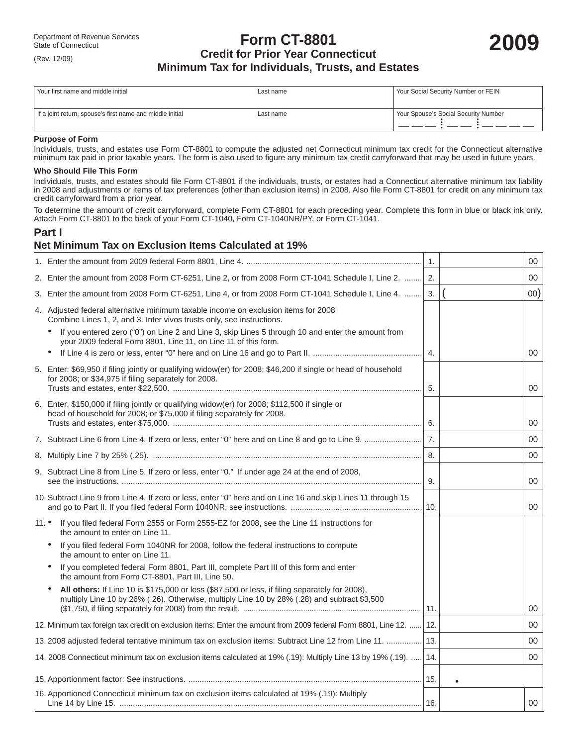Department of Revenue Services
State of Connecticut
(Rev. 12/09)

# Form CT-8801

## Credit for Prior Year Connecticut Minimum Tax for Individuals, Trusts, and Estates

**2009**

| Your first name and middle initial | Last name | Your Social Security Number or FEIN |
|---|---|---|
| If a joint return, spouse's first name and middle initial | Last name | Your Spouse's Social Security Number |

**Purpose of Form**

Individuals, trusts, and estates use Form CT-8801 to compute the adjusted net Connecticut minimum tax credit for the Connecticut alternative minimum tax paid in prior taxable years. The form is also used to figure any minimum tax credit carryforward that may be used in future years.

**Who Should File This Form**

Individuals, trusts, and estates should file Form CT-8801 if the individuals, trusts, or estates had a Connecticut alternative minimum tax liability in 2008 and adjustments or items of tax preferences (other than exclusion items) in 2008. Also file Form CT-8801 for credit on any minimum tax credit carryforward from a prior year.

To determine the amount of credit carryforward, complete Form CT-8801 for each preceding year. Complete this form in blue or black ink only. Attach Form CT-8801 to the back of your Form CT-1040, Form CT-1040NR/PY, or Form CT-1041.

## Part I
## Net Minimum Tax on Exclusion Items Calculated at 19%

| Line | Description | Line | Amount |
|---|---|---|---|
| 1. | Enter the amount from 2009 federal Form 8801, Line 4. | 1. | 00 |
| 2. | Enter the amount from 2008 Form CT-6251, Line 2, or from 2008 Form CT-1041 Schedule I, Line 2. | 2. | 00 |
| 3. | Enter the amount from 2008 Form CT-6251, Line 4, or from 2008 Form CT-1041 Schedule I, Line 4. | 3. | ( 00) |
| 4. | Adjusted federal alternative minimum taxable income on exclusion items for 2008 Combine Lines 1, 2, and 3. Inter vivos trusts only, see instructions. • If you entered zero ("0") on Line 2 and Line 3, skip Lines 5 through 10 and enter the amount from your 2009 federal Form 8801, Line 11, on Line 11 of this form. • If Line 4 is zero or less, enter "0" here and on Line 16 and go to Part II. | 4. | 00 |
| 5. | Enter: $69,950 if filing jointly or qualifying widow(er) for 2008; $46,200 if single or head of household for 2008; or $34,975 if filing separately for 2008. Trusts and estates, enter $22,500. | 5. | 00 |
| 6. | Enter: $150,000 if filing jointly or qualifying widow(er) for 2008; $112,500 if single or head of household for 2008; or $75,000 if filing separately for 2008. Trusts and estates, enter $75,000. | 6. | 00 |
| 7. | Subtract Line 6 from Line 4. If zero or less, enter "0" here and on Line 8 and go to Line 9. | 7. | 00 |
| 8. | Multiply Line 7 by 25% (.25). | 8. | 00 |
| 9. | Subtract Line 8 from Line 5. If zero or less, enter "0." If under age 24 at the end of 2008, see the instructions. | 9. | 00 |
| 10. | Subtract Line 9 from Line 4. If zero or less, enter "0" here and on Line 16 and skip Lines 11 through 15 and go to Part II. If you filed federal Form 1040NR, see instructions. | 10. | 00 |
| 11. | • If you filed federal Form 2555 or Form 2555-EZ for 2008, see the Line 11 instructions for the amount to enter on Line 11. • If you filed federal Form 1040NR for 2008, follow the federal instructions to compute the amount to enter on Line 11. • If you completed federal Form 8801, Part III, complete Part III of this form and enter the amount from Form CT-8801, Part III, Line 50. • **All others:** If Line 10 is $175,000 or less ($87,500 or less, if filing separately for 2008), multiply Line 10 by 26% (.26). Otherwise, multiply Line 10 by 28% (.28) and subtract $3,500 ($1,750, if filing separately for 2008) from the result. | 11. | 00 |
| 12. | Minimum tax foreign tax credit on exclusion items: Enter the amount from 2009 federal Form 8801, Line 12. | 12. | 00 |
| 13. | 2008 adjusted federal tentative minimum tax on exclusion items: Subtract Line 12 from Line 11. | 13. | 00 |
| 14. | 2008 Connecticut minimum tax on exclusion items calculated at 19% (.19): Multiply Line 13 by 19% (.19). | 14. | 00 |
| 15. | Apportionment factor: See instructions. | 15. | • |
| 16. | Apportioned Connecticut minimum tax on exclusion items calculated at 19% (.19): Multiply Line 14 by Line 15. | 16. | 00 |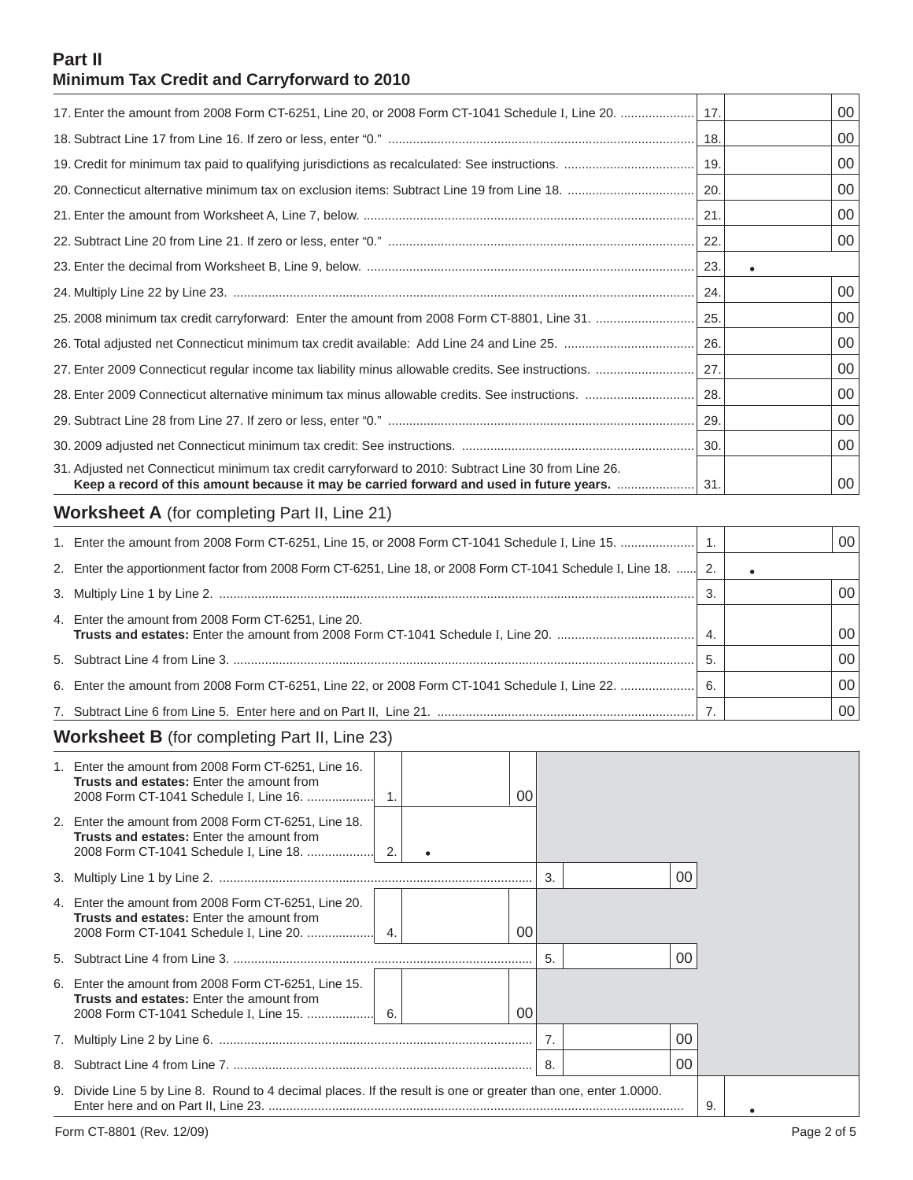## Part II
## Minimum Tax Credit and Carryforward to 2010

| | | |
|---|---|---|
| 17. Enter the amount from 2008 Form CT-6251, Line 20, or 2008 Form CT-1041 Schedule I, Line 20. | 17. | 00 |
| 18. Subtract Line 17 from Line 16. If zero or less, enter "0." | 18. | 00 |
| 19. Credit for minimum tax paid to qualifying jurisdictions as recalculated: See instructions. | 19. | 00 |
| 20. Connecticut alternative minimum tax on exclusion items: Subtract Line 19 from Line 18. | 20. | 00 |
| 21. Enter the amount from Worksheet A, Line 7, below. | 21. | 00 |
| 22. Subtract Line 20 from Line 21. If zero or less, enter "0." | 22. | 00 |
| 23. Enter the decimal from Worksheet B, Line 9, below. | 23. | • |
| 24. Multiply Line 22 by Line 23. | 24. | 00 |
| 25. 2008 minimum tax credit carryforward: Enter the amount from 2008 Form CT-8801, Line 31. | 25. | 00 |
| 26. Total adjusted net Connecticut minimum tax credit available: Add Line 24 and Line 25. | 26. | 00 |
| 27. Enter 2009 Connecticut regular income tax liability minus allowable credits. See instructions. | 27. | 00 |
| 28. Enter 2009 Connecticut alternative minimum tax minus allowable credits. See instructions. | 28. | 00 |
| 29. Subtract Line 28 from Line 27. If zero or less, enter "0." | 29. | 00 |
| 30. 2009 adjusted net Connecticut minimum tax credit: See instructions. | 30. | 00 |
| 31. Adjusted net Connecticut minimum tax credit carryforward to 2010: Subtract Line 30 from Line 26. **Keep a record of this amount because it may be carried forward and used in future years.** | 31. | 00 |

## Worksheet A (for completing Part II, Line 21)

| | | |
|---|---|---|
| 1. Enter the amount from 2008 Form CT-6251, Line 15, or 2008 Form CT-1041 Schedule I, Line 15. | 1. | 00 |
| 2. Enter the apportionment factor from 2008 Form CT-6251, Line 18, or 2008 Form CT-1041 Schedule I, Line 18. | 2. | • |
| 3. Multiply Line 1 by Line 2. | 3. | 00 |
| 4. Enter the amount from 2008 Form CT-6251, Line 20. **Trusts and estates:** Enter the amount from 2008 Form CT-1041 Schedule I, Line 20. | 4. | 00 |
| 5. Subtract Line 4 from Line 3. | 5. | 00 |
| 6. Enter the amount from 2008 Form CT-6251, Line 22, or 2008 Form CT-1041 Schedule I, Line 22. | 6. | 00 |
| 7. Subtract Line 6 from Line 5. Enter here and on Part II, Line 21. | 7. | 00 |

## Worksheet B (for completing Part II, Line 23)

| | | | | | | |
|---|---|---|---|---|---|---|
| 1. Enter the amount from 2008 Form CT-6251, Line 16. **Trusts and estates:** Enter the amount from 2008 Form CT-1041 Schedule I, Line 16. | 1. | 00 | | | | |
| 2. Enter the amount from 2008 Form CT-6251, Line 18. **Trusts and estates:** Enter the amount from 2008 Form CT-1041 Schedule I, Line 18. | 2. | • | | | | |
| 3. Multiply Line 1 by Line 2. | | | 3. | 00 | | |
| 4. Enter the amount from 2008 Form CT-6251, Line 20. **Trusts and estates:** Enter the amount from 2008 Form CT-1041 Schedule I, Line 20. | 4. | 00 | | | | |
| 5. Subtract Line 4 from Line 3. | | | 5. | 00 | | |
| 6. Enter the amount from 2008 Form CT-6251, Line 15. **Trusts and estates:** Enter the amount from 2008 Form CT-1041 Schedule I, Line 15. | 6. | 00 | | | | |
| 7. Multiply Line 2 by Line 6. | | | 7. | 00 | | |
| 8. Subtract Line 4 from Line 7. | | | 8. | 00 | | |
| 9. Divide Line 5 by Line 8. Round to 4 decimal places. If the result is one or greater than one, enter 1.0000. Enter here and on Part II, Line 23. | | | | | 9. | • |

Form CT-8801 (Rev. 12/09)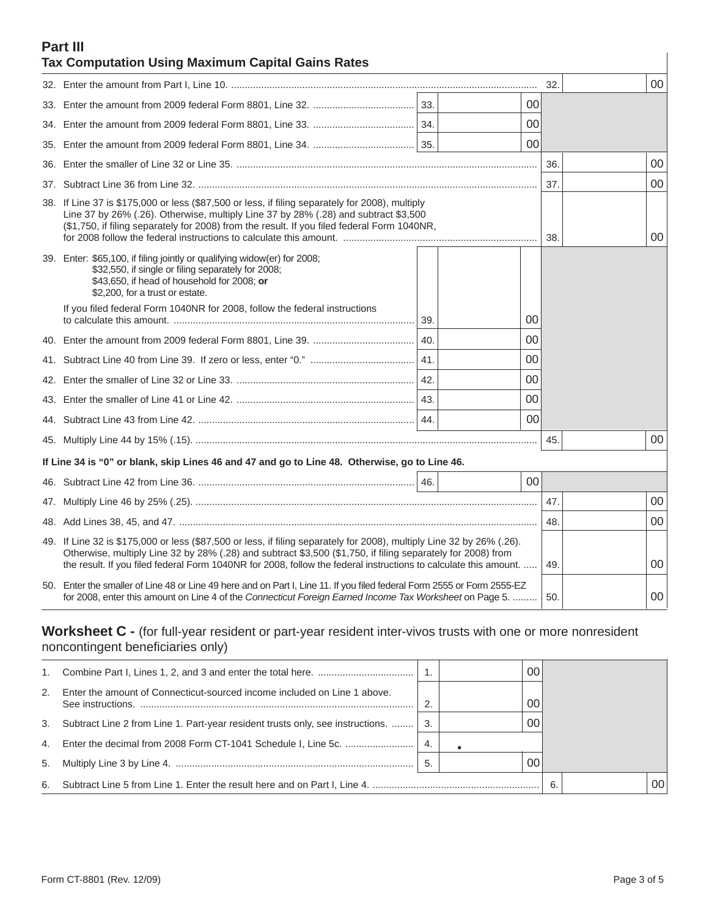## Part III
### Tax Computation Using Maximum Capital Gains Rates

| Line | Description | | | | | |
|---|---|---|---|---|---|---|
| 32. | Enter the amount from Part I, Line 10. | | | | 32. | 00 |
| 33. | Enter the amount from 2009 federal Form 8801, Line 32. | 33. | | 00 | | |
| 34. | Enter the amount from 2009 federal Form 8801, Line 33. | 34. | | 00 | | |
| 35. | Enter the amount from 2009 federal Form 8801, Line 34. | 35. | | 00 | | |
| 36. | Enter the smaller of Line 32 or Line 35. | | | | 36. | 00 |
| 37. | Subtract Line 36 from Line 32. | | | | 37. | 00 |
| 38. | If Line 37 is $175,000 or less ($87,500 or less, if filing separately for 2008), multiply Line 37 by 26% (.26). Otherwise, multiply Line 37 by 28% (.28) and subtract $3,500 ($1,750, if filing separately for 2008) from the result. If you filed federal Form 1040NR, for 2008 follow the federal instructions to calculate this amount. | | | | 38. | 00 |
| 39. | Enter: $65,100, if filing jointly or qualifying widow(er) for 2008; $32,550, if single or filing separately for 2008; $43,650, if head of household for 2008; **or** $2,200, for a trust or estate. If you filed federal Form 1040NR for 2008, follow the federal instructions to calculate this amount. | 39. | | 00 | | |
| 40. | Enter the amount from 2009 federal Form 8801, Line 39. | 40. | | 00 | | |
| 41. | Subtract Line 40 from Line 39. If zero or less, enter "0." | 41. | | 00 | | |
| 42. | Enter the smaller of Line 32 or Line 33. | 42. | | 00 | | |
| 43. | Enter the smaller of Line 41 or Line 42. | 43. | | 00 | | |
| 44. | Subtract Line 43 from Line 42. | 44. | | 00 | | |
| 45. | Multiply Line 44 by 15% (.15). | | | | 45. | 00 |
| | **If Line 34 is "0" or blank, skip Lines 46 and 47 and go to Line 48. Otherwise, go to Line 46.** | | | | | |
| 46. | Subtract Line 42 from Line 36. | 46. | | 00 | | |
| 47. | Multiply Line 46 by 25% (.25). | | | | 47. | 00 |
| 48. | Add Lines 38, 45, and 47. | | | | 48. | 00 |
| 49. | If Line 32 is $175,000 or less ($87,500 or less, if filing separately for 2008), multiply Line 32 by 26% (.26). Otherwise, multiply Line 32 by 28% (.28) and subtract $3,500 ($1,750, if filing separately for 2008) from the result. If you filed federal Form 1040NR for 2008, follow the federal instructions to calculate this amount. | | | | 49. | 00 |
| 50. | Enter the smaller of Line 48 or Line 49 here and on Part I, Line 11. If you filed federal Form 2555 or Form 2555-EZ for 2008, enter this amount on Line 4 of the *Connecticut Foreign Earned Income Tax Worksheet* on Page 5. | | | | 50. | 00 |

## Worksheet C - (for full-year resident or part-year resident inter-vivos trusts with one or more nonresident noncontingent beneficiaries only)

| Line | Description | | | | | |
|---|---|---|---|---|---|---|
| 1. | Combine Part I, Lines 1, 2, and 3 and enter the total here. | 1. | | 00 | | |
| 2. | Enter the amount of Connecticut-sourced income included on Line 1 above. See instructions. | 2. | | 00 | | |
| 3. | Subtract Line 2 from Line 1. Part-year resident trusts only, see instructions. | 3. | | 00 | | |
| 4. | Enter the decimal from 2008 Form CT-1041 Schedule I, Line 5c. | 4. | • | | | |
| 5. | Multiply Line 3 by Line 4. | 5. | | 00 | | |
| 6. | Subtract Line 5 from Line 1. Enter the result here and on Part I, Line 4. | | | | 6. | 00 |

Form CT-8801 (Rev. 12/09)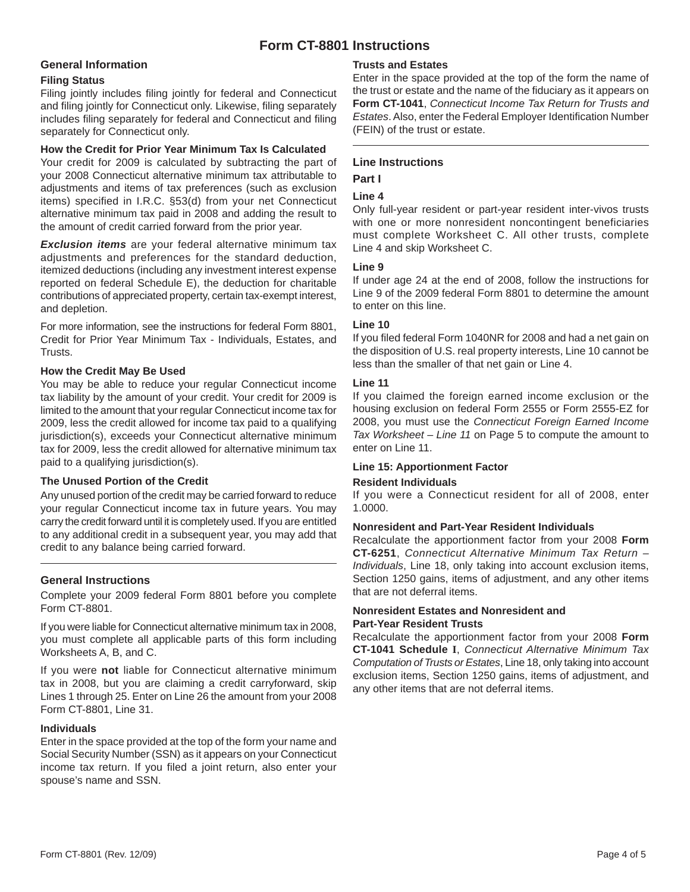# Form CT-8801 Instructions

## General Information

### Filing Status

Filing jointly includes filing jointly for federal and Connecticut and filing jointly for Connecticut only. Likewise, filing separately includes filing separately for federal and Connecticut and filing separately for Connecticut only.

### How the Credit for Prior Year Minimum Tax Is Calculated

Your credit for 2009 is calculated by subtracting the part of your 2008 Connecticut alternative minimum tax attributable to adjustments and items of tax preferences (such as exclusion items) specified in I.R.C. §53(d) from your net Connecticut alternative minimum tax paid in 2008 and adding the result to the amount of credit carried forward from the prior year.

***Exclusion items*** are your federal alternative minimum tax adjustments and preferences for the standard deduction, itemized deductions (including any investment interest expense reported on federal Schedule E), the deduction for charitable contributions of appreciated property, certain tax-exempt interest, and depletion.

For more information, see the instructions for federal Form 8801, Credit for Prior Year Minimum Tax - Individuals, Estates, and Trusts.

### How the Credit May Be Used

You may be able to reduce your regular Connecticut income tax liability by the amount of your credit. Your credit for 2009 is limited to the amount that your regular Connecticut income tax for 2009, less the credit allowed for income tax paid to a qualifying jurisdiction(s), exceeds your Connecticut alternative minimum tax for 2009, less the credit allowed for alternative minimum tax paid to a qualifying jurisdiction(s).

### The Unused Portion of the Credit

Any unused portion of the credit may be carried forward to reduce your regular Connecticut income tax in future years. You may carry the credit forward until it is completely used. If you are entitled to any additional credit in a subsequent year, you may add that credit to any balance being carried forward.

## General Instructions

Complete your 2009 federal Form 8801 before you complete Form CT-8801.

If you were liable for Connecticut alternative minimum tax in 2008, you must complete all applicable parts of this form including Worksheets A, B, and C.

If you were **not** liable for Connecticut alternative minimum tax in 2008, but you are claiming a credit carryforward, skip Lines 1 through 25. Enter on Line 26 the amount from your 2008 Form CT-8801, Line 31.

### Individuals

Enter in the space provided at the top of the form your name and Social Security Number (SSN) as it appears on your Connecticut income tax return. If you filed a joint return, also enter your spouse's name and SSN.

### Trusts and Estates

Enter in the space provided at the top of the form the name of the trust or estate and the name of the fiduciary as it appears on **Form CT-1041**, *Connecticut Income Tax Return for Trusts and Estates*. Also, enter the Federal Employer Identification Number (FEIN) of the trust or estate.

## Line Instructions

### Part I

#### Line 4

Only full-year resident or part-year resident inter-vivos trusts with one or more nonresident noncontingent beneficiaries must complete Worksheet C. All other trusts, complete Line 4 and skip Worksheet C.

#### Line 9

If under age 24 at the end of 2008, follow the instructions for Line 9 of the 2009 federal Form 8801 to determine the amount to enter on this line.

#### Line 10

If you filed federal Form 1040NR for 2008 and had a net gain on the disposition of U.S. real property interests, Line 10 cannot be less than the smaller of that net gain or Line 4.

#### Line 11

If you claimed the foreign earned income exclusion or the housing exclusion on federal Form 2555 or Form 2555-EZ for 2008, you must use the *Connecticut Foreign Earned Income Tax Worksheet – Line 11* on Page 5 to compute the amount to enter on Line 11.

#### Line 15: Apportionment Factor

**Resident Individuals**

If you were a Connecticut resident for all of 2008, enter 1.0000.

**Nonresident and Part-Year Resident Individuals**

Recalculate the apportionment factor from your 2008 **Form CT-6251**, *Connecticut Alternative Minimum Tax Return – Individuals*, Line 18, only taking into account exclusion items, Section 1250 gains, items of adjustment, and any other items that are not deferral items.

**Nonresident Estates and Nonresident and Part-Year Resident Trusts**

Recalculate the apportionment factor from your 2008 **Form CT-1041 Schedule I**, *Connecticut Alternative Minimum Tax Computation of Trusts or Estates*, Line 18, only taking into account exclusion items, Section 1250 gains, items of adjustment, and any other items that are not deferral items.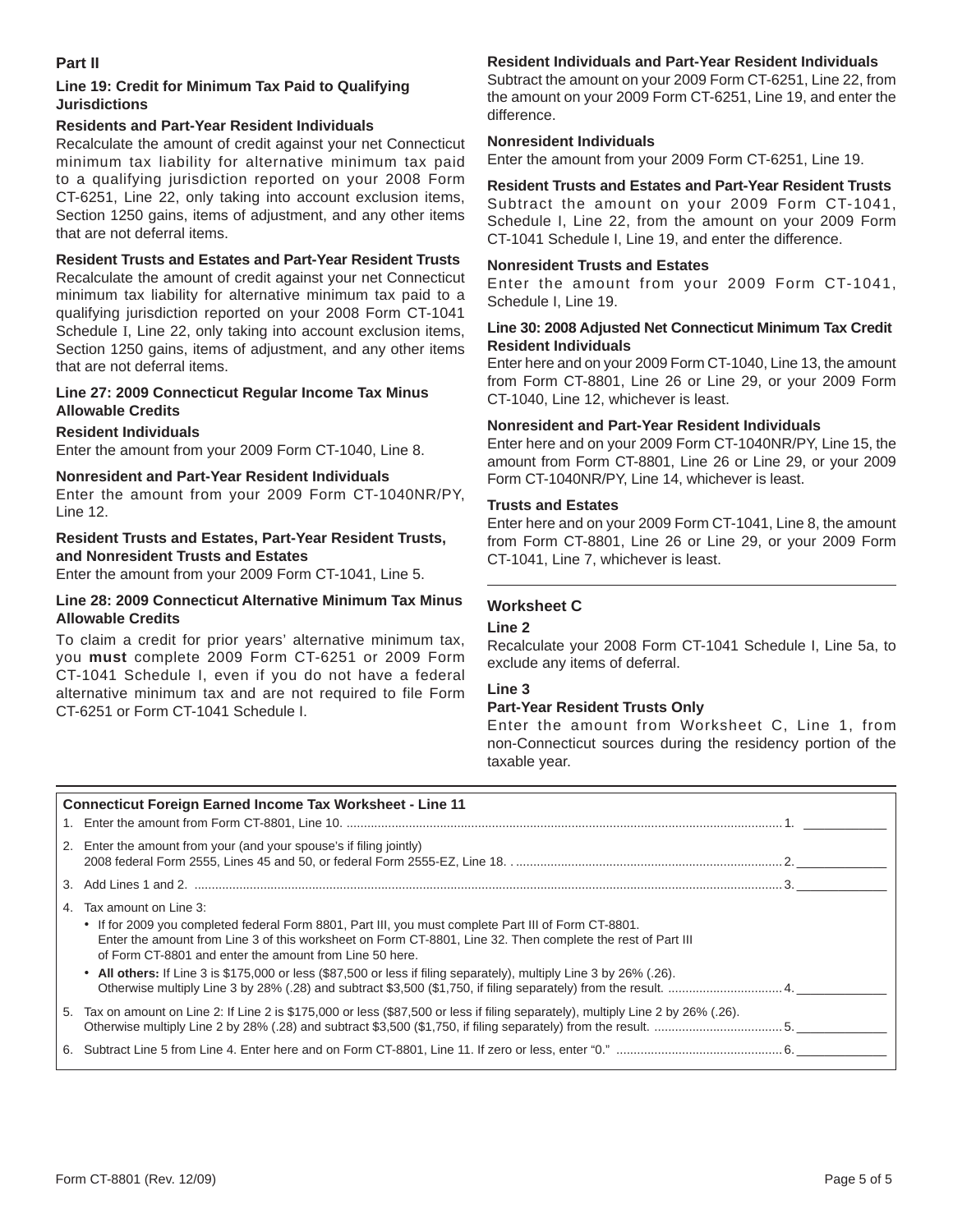## Part II

### Line 19: Credit for Minimum Tax Paid to Qualifying Jurisdictions

**Residents and Part-Year Resident Individuals**

Recalculate the amount of credit against your net Connecticut minimum tax liability for alternative minimum tax paid to a qualifying jurisdiction reported on your 2008 Form CT-6251, Line 22, only taking into account exclusion items, Section 1250 gains, items of adjustment, and any other items that are not deferral items.

**Resident Trusts and Estates and Part-Year Resident Trusts**

Recalculate the amount of credit against your net Connecticut minimum tax liability for alternative minimum tax paid to a qualifying jurisdiction reported on your 2008 Form CT-1041 Schedule I, Line 22, only taking into account exclusion items, Section 1250 gains, items of adjustment, and any other items that are not deferral items.

### Line 27: 2009 Connecticut Regular Income Tax Minus Allowable Credits

**Resident Individuals**

Enter the amount from your 2009 Form CT-1040, Line 8.

**Nonresident and Part-Year Resident Individuals**

Enter the amount from your 2009 Form CT-1040NR/PY, Line 12.

**Resident Trusts and Estates, Part-Year Resident Trusts, and Nonresident Trusts and Estates**

Enter the amount from your 2009 Form CT-1041, Line 5.

### Line 28: 2009 Connecticut Alternative Minimum Tax Minus Allowable Credits

To claim a credit for prior years' alternative minimum tax, you **must** complete 2009 Form CT-6251 or 2009 Form CT-1041 Schedule I, even if you do not have a federal alternative minimum tax and are not required to file Form CT-6251 or Form CT-1041 Schedule I.

**Resident Individuals and Part-Year Resident Individuals**

Subtract the amount on your 2009 Form CT-6251, Line 22, from the amount on your 2009 Form CT-6251, Line 19, and enter the difference.

**Nonresident Individuals**

Enter the amount from your 2009 Form CT-6251, Line 19.

**Resident Trusts and Estates and Part-Year Resident Trusts**

Subtract the amount on your 2009 Form CT-1041, Schedule I, Line 22, from the amount on your 2009 Form CT-1041 Schedule I, Line 19, and enter the difference.

**Nonresident Trusts and Estates**

Enter the amount from your 2009 Form CT-1041, Schedule I, Line 19.

### Line 30: 2008 Adjusted Net Connecticut Minimum Tax Credit

**Resident Individuals**

Enter here and on your 2009 Form CT-1040, Line 13, the amount from Form CT-8801, Line 26 or Line 29, or your 2009 Form CT-1040, Line 12, whichever is least.

**Nonresident and Part-Year Resident Individuals**

Enter here and on your 2009 Form CT-1040NR/PY, Line 15, the amount from Form CT-8801, Line 26 or Line 29, or your 2009 Form CT-1040NR/PY, Line 14, whichever is least.

**Trusts and Estates**

Enter here and on your 2009 Form CT-1041, Line 8, the amount from Form CT-8801, Line 26 or Line 29, or your 2009 Form CT-1041, Line 7, whichever is least.

## Worksheet C

**Line 2**

Recalculate your 2008 Form CT-1041 Schedule I, Line 5a, to exclude any items of deferral.

**Line 3**

**Part-Year Resident Trusts Only**

Enter the amount from Worksheet C, Line 1, from non-Connecticut sources during the residency portion of the taxable year.

## Connecticut Foreign Earned Income Tax Worksheet - Line 11

1. Enter the amount from Form CT-8801, Line 10. .......... 1. ________
2. Enter the amount from your (and your spouse's if filing jointly) 2008 federal Form 2555, Lines 45 and 50, or federal Form 2555-EZ, Line 18. .......... 2. ________
3. Add Lines 1 and 2. .......... 3. ________
4. Tax amount on Line 3:
   - If for 2009 you completed federal Form 8801, Part III, you must complete Part III of Form CT-8801. Enter the amount from Line 3 of this worksheet on Form CT-8801, Line 32. Then complete the rest of Part III of Form CT-8801 and enter the amount from Line 50 here.
   - **All others:** If Line 3 is $175,000 or less ($87,500 or less if filing separately), multiply Line 3 by 26% (.26). Otherwise multiply Line 3 by 28% (.28) and subtract $3,500 ($1,750, if filing separately) from the result. .......... 4. ________
5. Tax on amount on Line 2: If Line 2 is $175,000 or less ($87,500 or less if filing separately), multiply Line 2 by 26% (.26). Otherwise multiply Line 2 by 28% (.28) and subtract $3,500 ($1,750, if filing separately) from the result. .......... 5. ________
6. Subtract Line 5 from Line 4. Enter here and on Form CT-8801, Line 11. If zero or less, enter "0." .......... 6. ________